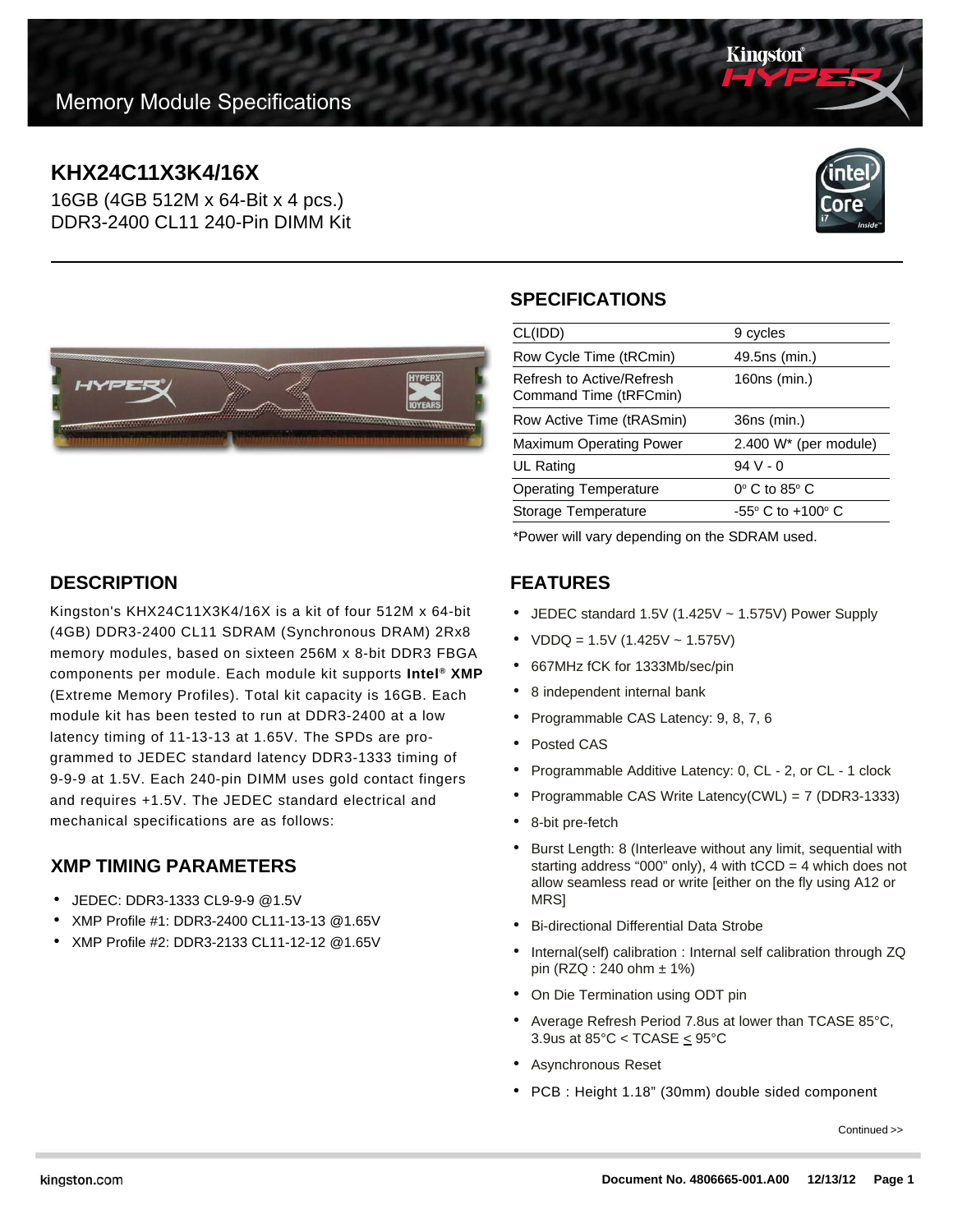Memory Module Specifications

# KHX24C11X3K4/16X

16GB (4GB 512M x 64-Bit x 4 pcs.)
DDR3-2400 CL11 240-Pin DIMM Kit

## SPECIFICATIONS

| | |
|---|---|
| CL(IDD) | 9 cycles |
| Row Cycle Time (tRCmin) | 49.5ns (min.) |
| Refresh to Active/Refresh Command Time (tRFCmin) | 160ns (min.) |
| Row Active Time (tRASmin) | 36ns (min.) |
| Maximum Operating Power | 2.400 W* (per module) |
| UL Rating | 94 V - 0 |
| Operating Temperature | 0° C to 85° C |
| Storage Temperature | -55° C to +100° C |

*Power will vary depending on the SDRAM used.

## DESCRIPTION

Kingston's KHX24C11X3K4/16X is a kit of four 512M x 64-bit (4GB) DDR3-2400 CL11 SDRAM (Synchronous DRAM) 2Rx8 memory modules, based on sixteen 256M x 8-bit DDR3 FBGA components per module. Each module kit supports **Intel® XMP** (Extreme Memory Profiles). Total kit capacity is 16GB. Each module kit has been tested to run at DDR3-2400 at a low latency timing of 11-13-13 at 1.65V. The SPDs are programmed to JEDEC standard latency DDR3-1333 timing of 9-9-9 at 1.5V. Each 240-pin DIMM uses gold contact fingers and requires +1.5V. The JEDEC standard electrical and mechanical specifications are as follows:

## XMP TIMING PARAMETERS

- JEDEC: DDR3-1333 CL9-9-9 @1.5V
- XMP Profile #1: DDR3-2400 CL11-13-13 @1.65V
- XMP Profile #2: DDR3-2133 CL11-12-12 @1.65V

## FEATURES

- JEDEC standard 1.5V (1.425V ~ 1.575V) Power Supply
- VDDQ = 1.5V (1.425V ~ 1.575V)
- 667MHz fCK for 1333Mb/sec/pin
- 8 independent internal bank
- Programmable CAS Latency: 9, 8, 7, 6
- Posted CAS
- Programmable Additive Latency: 0, CL - 2, or CL - 1 clock
- Programmable CAS Write Latency(CWL) = 7 (DDR3-1333)
- 8-bit pre-fetch
- Burst Length: 8 (Interleave without any limit, sequential with starting address "000" only), 4 with tCCD = 4 which does not allow seamless read or write [either on the fly using A12 or MRS]
- Bi-directional Differential Data Strobe
- Internal(self) calibration : Internal self calibration through ZQ pin (RZQ : 240 ohm ± 1%)
- On Die Termination using ODT pin
- Average Refresh Period 7.8us at lower than TCASE 85°C, 3.9us at 85°C < TCASE ≤ 95°C
- Asynchronous Reset
- PCB : Height 1.18" (30mm) double sided component

Continued >>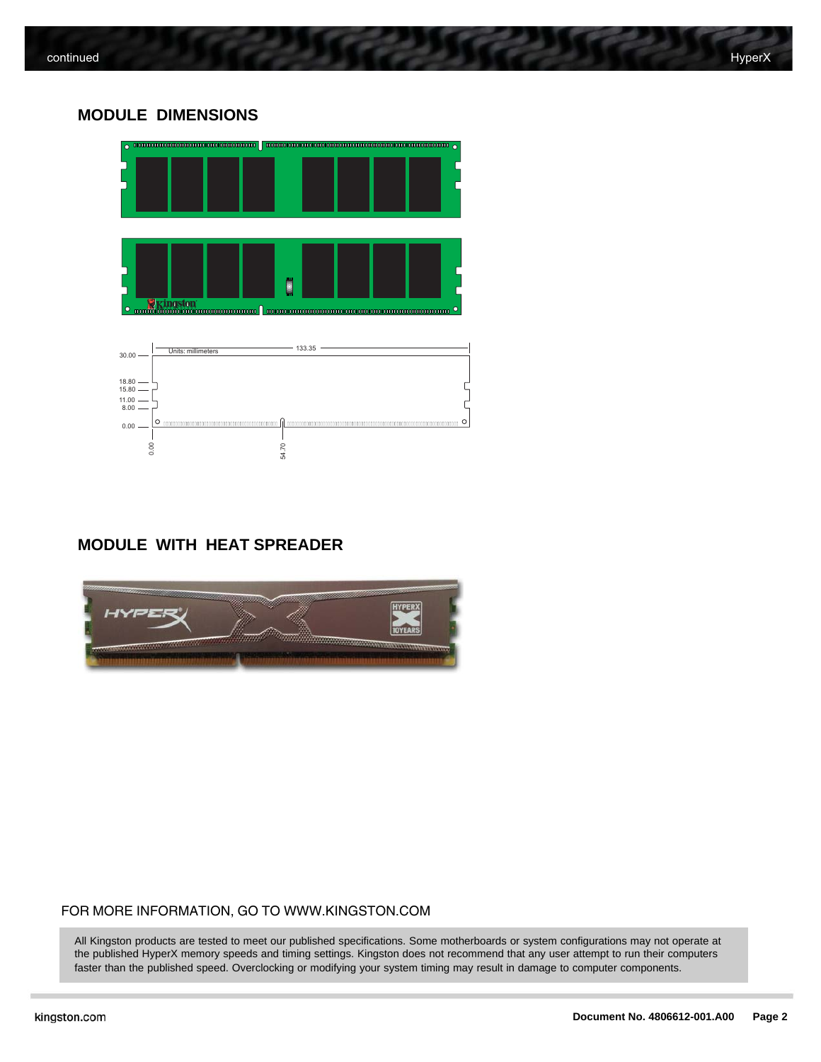## MODULE DIMENSIONS

Units: millimeters

133.35

30.00

18.80

15.80

11.00

8.00

0.00

0.00

54.70

## MODULE WITH HEAT SPREADER

FOR MORE INFORMATION, GO TO WWW.KINGSTON.COM

All Kingston products are tested to meet our published specifications. Some motherboards or system configurations may not operate at the published HyperX memory speeds and timing settings. Kingston does not recommend that any user attempt to run their computers faster than the published speed. Overclocking or modifying your system timing may result in damage to computer components.

Document No. 4806612-001.A00